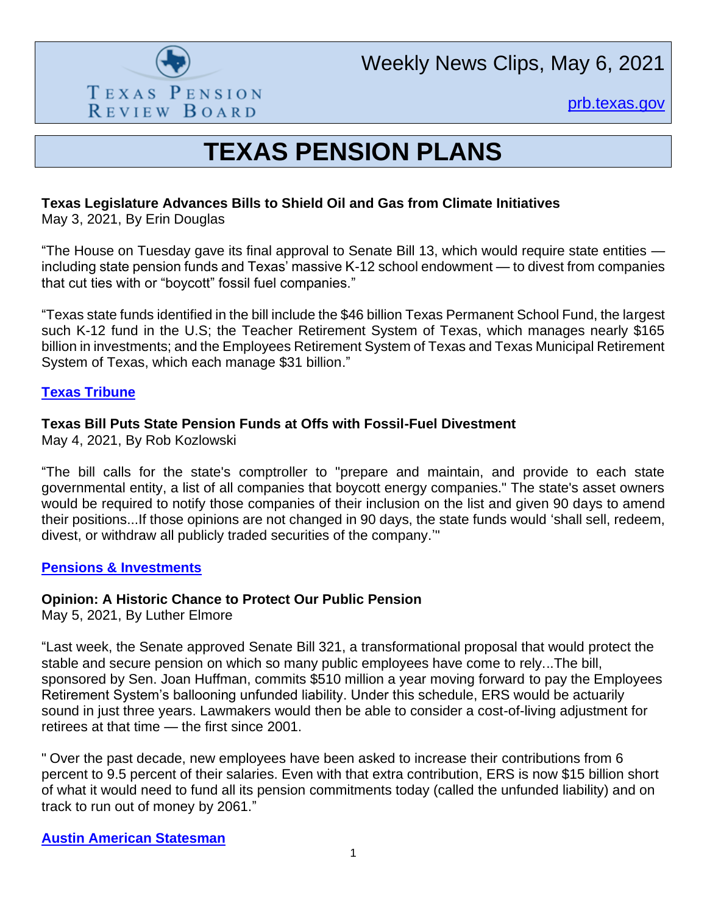Texas Pension Review Board

Weekly News Clips, May 6, 2021

[prb.texas.gov](prb.texas.gov)

# TEXAS PENSION PLANS

**Texas Legislature Advances Bills to Shield Oil and Gas from Climate Initiatives**
May 3, 2021, By Erin Douglas

"The House on Tuesday gave its final approval to Senate Bill 13, which would require state entities — including state pension funds and Texas' massive K-12 school endowment — to divest from companies that cut ties with or "boycott" fossil fuel companies."

"Texas state funds identified in the bill include the $46 billion Texas Permanent School Fund, the largest such K-12 fund in the U.S; the Teacher Retirement System of Texas, which manages nearly $165 billion in investments; and the Employees Retirement System of Texas and Texas Municipal Retirement System of Texas, which each manage $31 billion."

**[Texas Tribune]()**

**Texas Bill Puts State Pension Funds at Offs with Fossil-Fuel Divestment**
May 4, 2021, By Rob Kozlowski

"The bill calls for the state's comptroller to "prepare and maintain, and provide to each state governmental entity, a list of all companies that boycott energy companies." The state's asset owners would be required to notify those companies of their inclusion on the list and given 90 days to amend their positions...If those opinions are not changed in 90 days, the state funds would 'shall sell, redeem, divest, or withdraw all publicly traded securities of the company.'"

**[Pensions & Investments]()**

**Opinion: A Historic Chance to Protect Our Public Pension**
May 5, 2021, By Luther Elmore

"Last week, the Senate approved Senate Bill 321, a transformational proposal that would protect the stable and secure pension on which so many public employees have come to rely...The bill, sponsored by Sen. Joan Huffman, commits $510 million a year moving forward to pay the Employees Retirement System's ballooning unfunded liability. Under this schedule, ERS would be actuarily sound in just three years. Lawmakers would then be able to consider a cost-of-living adjustment for retirees at that time — the first since 2001.

" Over the past decade, new employees have been asked to increase their contributions from 6 percent to 9.5 percent of their salaries. Even with that extra contribution, ERS is now $15 billion short of what it would need to fund all its pension commitments today (called the unfunded liability) and on track to run out of money by 2061."

**[Austin American Statesman]()**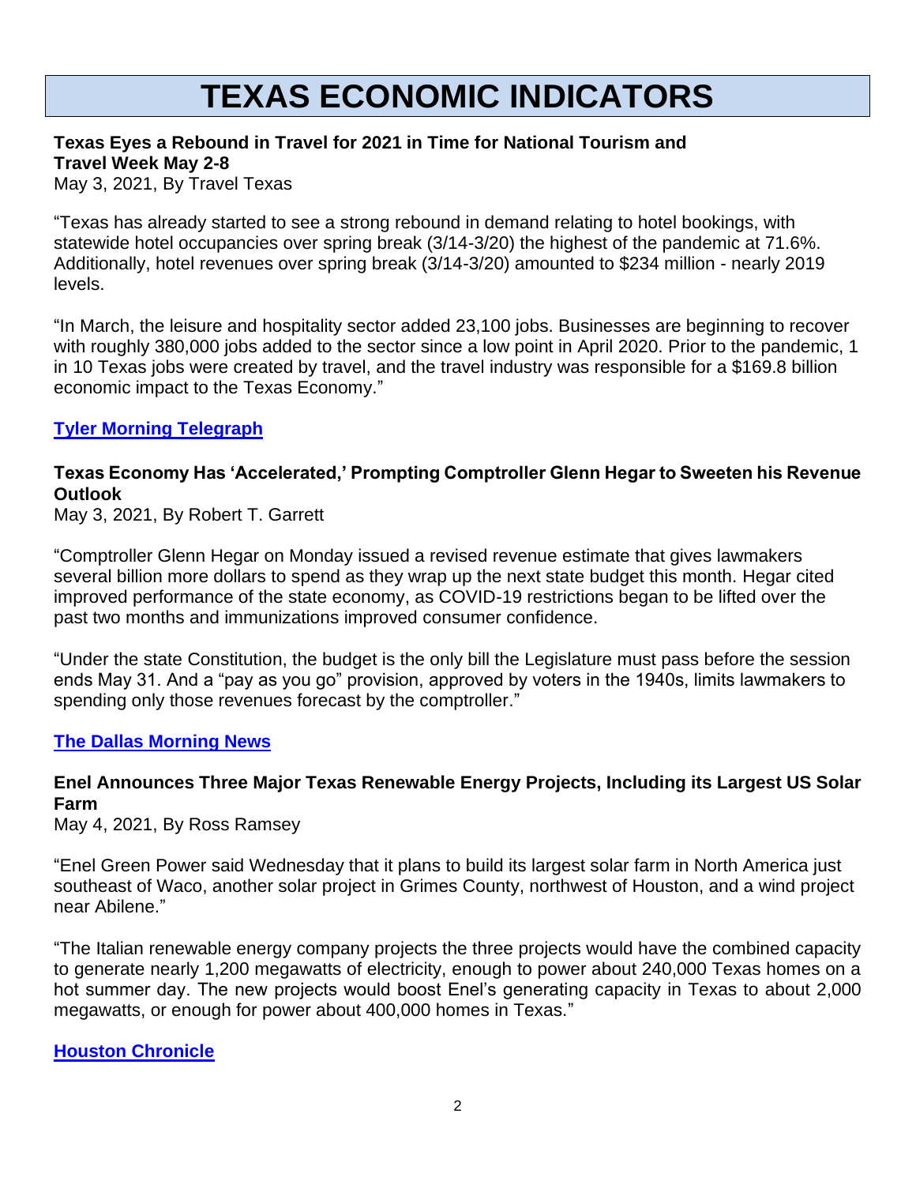# TEXAS ECONOMIC INDICATORS

### Texas Eyes a Rebound in Travel for 2021 in Time for National Tourism and Travel Week May 2-8

May 3, 2021, By Travel Texas

"Texas has already started to see a strong rebound in demand relating to hotel bookings, with statewide hotel occupancies over spring break (3/14-3/20) the highest of the pandemic at 71.6%. Additionally, hotel revenues over spring break (3/14-3/20) amounted to $234 million - nearly 2019 levels.

"In March, the leisure and hospitality sector added 23,100 jobs. Businesses are beginning to recover with roughly 380,000 jobs added to the sector since a low point in April 2020. Prior to the pandemic, 1 in 10 Texas jobs were created by travel, and the travel industry was responsible for a $169.8 billion economic impact to the Texas Economy."

**Tyler Morning Telegraph**

### Texas Economy Has 'Accelerated,' Prompting Comptroller Glenn Hegar to Sweeten his Revenue Outlook

May 3, 2021, By Robert T. Garrett

"Comptroller Glenn Hegar on Monday issued a revised revenue estimate that gives lawmakers several billion more dollars to spend as they wrap up the next state budget this month. Hegar cited improved performance of the state economy, as COVID-19 restrictions began to be lifted over the past two months and immunizations improved consumer confidence.

"Under the state Constitution, the budget is the only bill the Legislature must pass before the session ends May 31. And a "pay as you go" provision, approved by voters in the 1940s, limits lawmakers to spending only those revenues forecast by the comptroller."

**The Dallas Morning News**

### Enel Announces Three Major Texas Renewable Energy Projects, Including its Largest US Solar Farm

May 4, 2021, By Ross Ramsey

"Enel Green Power said Wednesday that it plans to build its largest solar farm in North America just southeast of Waco, another solar project in Grimes County, northwest of Houston, and a wind project near Abilene."

"The Italian renewable energy company projects the three projects would have the combined capacity to generate nearly 1,200 megawatts of electricity, enough to power about 240,000 Texas homes on a hot summer day. The new projects would boost Enel's generating capacity in Texas to about 2,000 megawatts, or enough for power about 400,000 homes in Texas."

**Houston Chronicle**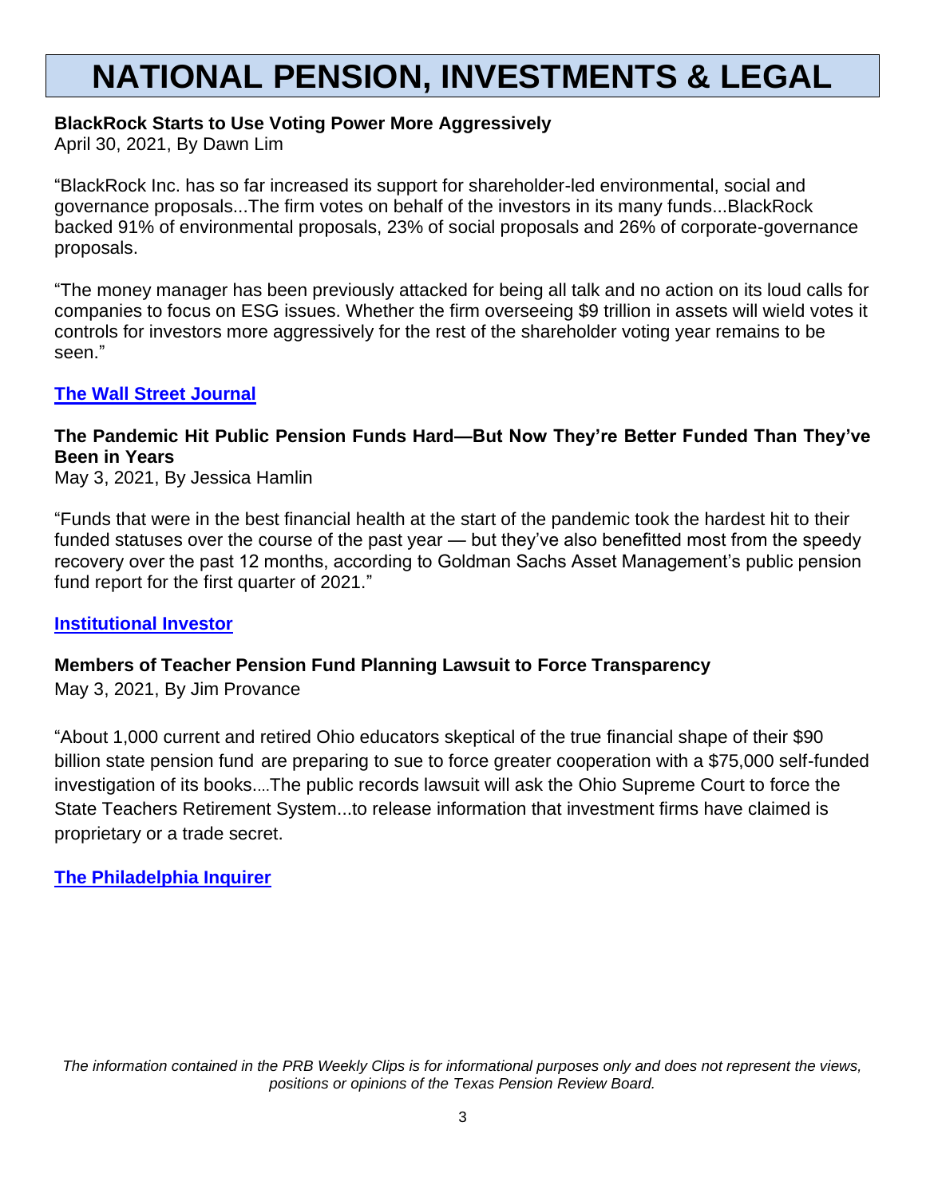# NATIONAL PENSION, INVESTMENTS & LEGAL

**BlackRock Starts to Use Voting Power More Aggressively**
April 30, 2021, By Dawn Lim

"BlackRock Inc. has so far increased its support for shareholder-led environmental, social and governance proposals...The firm votes on behalf of the investors in its many funds...BlackRock backed 91% of environmental proposals, 23% of social proposals and 26% of corporate-governance proposals.

"The money manager has been previously attacked for being all talk and no action on its loud calls for companies to focus on ESG issues. Whether the firm overseeing $9 trillion in assets will wield votes it controls for investors more aggressively for the rest of the shareholder voting year remains to be seen."

**The Wall Street Journal**

**The Pandemic Hit Public Pension Funds Hard—But Now They're Better Funded Than They've Been in Years**
May 3, 2021, By Jessica Hamlin

"Funds that were in the best financial health at the start of the pandemic took the hardest hit to their funded statuses over the course of the past year — but they've also benefitted most from the speedy recovery over the past 12 months, according to Goldman Sachs Asset Management's public pension fund report for the first quarter of 2021."

**Institutional Investor**

**Members of Teacher Pension Fund Planning Lawsuit to Force Transparency**
May 3, 2021, By Jim Provance

"About 1,000 current and retired Ohio educators skeptical of the true financial shape of their $90 billion state pension fund are preparing to sue to force greater cooperation with a $75,000 self-funded investigation of its books....The public records lawsuit will ask the Ohio Supreme Court to force the State Teachers Retirement System...to release information that investment firms have claimed is proprietary or a trade secret.

**The Philadelphia Inquirer**

*The information contained in the PRB Weekly Clips is for informational purposes only and does not represent the views, positions or opinions of the Texas Pension Review Board.*